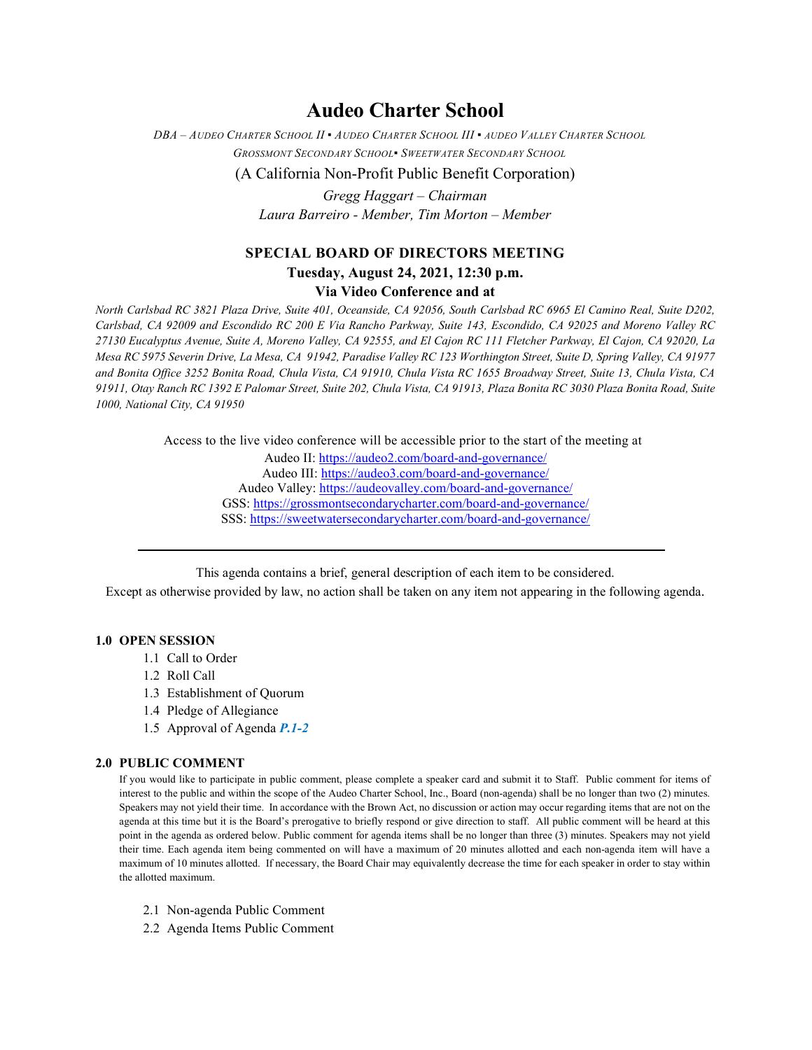# Audeo Charter School

*DBA – Audeo Charter School II ▪ Audeo Charter School III ▪ audeo Valley Charter School*
*Grossmont Secondary School▪ Sweetwater Secondary School*

(A California Non-Profit Public Benefit Corporation)

*Gregg Haggart – Chairman*
*Laura Barreiro - Member, Tim Morton – Member*

## SPECIAL BOARD OF DIRECTORS MEETING

**Tuesday, August 24, 2021, 12:30 p.m.**
**Via Video Conference and at**

*North Carlsbad RC 3821 Plaza Drive, Suite 401, Oceanside, CA 92056, South Carlsbad RC 6965 El Camino Real, Suite D202, Carlsbad, CA 92009 and Escondido RC 200 E Via Rancho Parkway, Suite 143, Escondido, CA 92025 and Moreno Valley RC 27130 Eucalyptus Avenue, Suite A, Moreno Valley, CA 92555, and El Cajon RC 111 Fletcher Parkway, El Cajon, CA 92020, La Mesa RC 5975 Severin Drive, La Mesa, CA 91942, Paradise Valley RC 123 Worthington Street, Suite D, Spring Valley, CA 91977 and Bonita Office 3252 Bonita Road, Chula Vista, CA 91910, Chula Vista RC 1655 Broadway Street, Suite 13, Chula Vista, CA 91911, Otay Ranch RC 1392 E Palomar Street, Suite 202, Chula Vista, CA 91913, Plaza Bonita RC 3030 Plaza Bonita Road, Suite 1000, National City, CA 91950*

Access to the live video conference will be accessible prior to the start of the meeting at

Audeo II: https://audeo2.com/board-and-governance/
Audeo III: https://audeo3.com/board-and-governance/
Audeo Valley: https://audeovalley.com/board-and-governance/
GSS: https://grossmontsecondarycharter.com/board-and-governance/
SSS: https://sweetwatersecondarycharter.com/board-and-governance/

---

This agenda contains a brief, general description of each item to be considered.
Except as otherwise provided by law, no action shall be taken on any item not appearing in the following agenda.

### 1.0 OPEN SESSION

- 1.1 Call to Order
- 1.2 Roll Call
- 1.3 Establishment of Quorum
- 1.4 Pledge of Allegiance
- 1.5 Approval of Agenda ***P.1-2***

### 2.0 PUBLIC COMMENT

If you would like to participate in public comment, please complete a speaker card and submit it to Staff. Public comment for items of interest to the public and within the scope of the Audeo Charter School, Inc., Board (non-agenda) shall be no longer than two (2) minutes. Speakers may not yield their time. In accordance with the Brown Act, no discussion or action may occur regarding items that are not on the agenda at this time but it is the Board's prerogative to briefly respond or give direction to staff. All public comment will be heard at this point in the agenda as ordered below. Public comment for agenda items shall be no longer than three (3) minutes. Speakers may not yield their time. Each agenda item being commented on will have a maximum of 20 minutes allotted and each non-agenda item will have a maximum of 10 minutes allotted. If necessary, the Board Chair may equivalently decrease the time for each speaker in order to stay within the allotted maximum.

- 2.1 Non-agenda Public Comment
- 2.2 Agenda Items Public Comment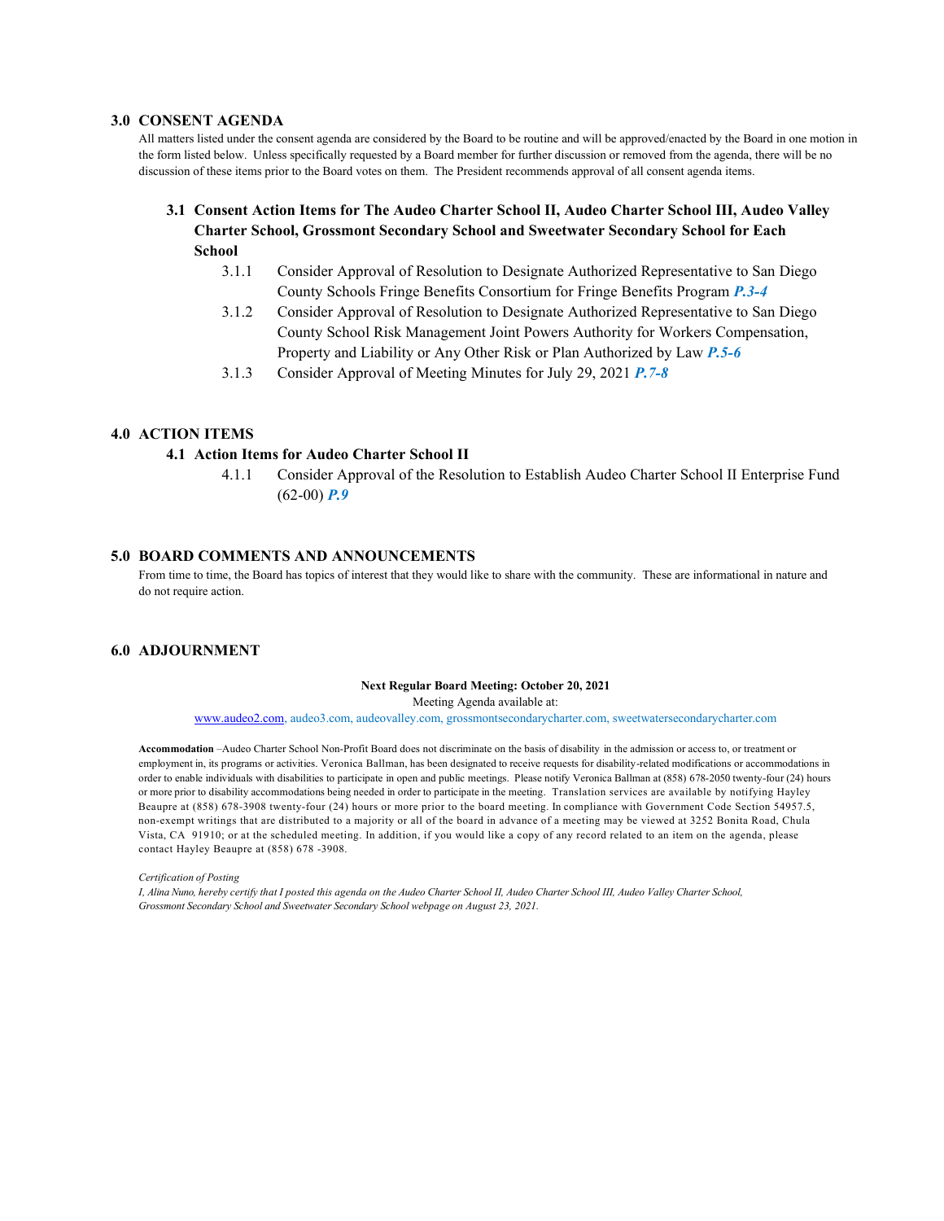## 3.0 CONSENT AGENDA

All matters listed under the consent agenda are considered by the Board to be routine and will be approved/enacted by the Board in one motion in the form listed below. Unless specifically requested by a Board member for further discussion or removed from the agenda, there will be no discussion of these items prior to the Board votes on them. The President recommends approval of all consent agenda items.

### 3.1 Consent Action Items for The Audeo Charter School II, Audeo Charter School III, Audeo Valley Charter School, Grossmont Secondary School and Sweetwater Secondary School for Each School

- 3.1.1 Consider Approval of Resolution to Designate Authorized Representative to San Diego County Schools Fringe Benefits Consortium for Fringe Benefits Program ***P.3-4***
- 3.1.2 Consider Approval of Resolution to Designate Authorized Representative to San Diego County School Risk Management Joint Powers Authority for Workers Compensation, Property and Liability or Any Other Risk or Plan Authorized by Law ***P.5-6***
- 3.1.3 Consider Approval of Meeting Minutes for July 29, 2021 ***P.7-8***

## 4.0 ACTION ITEMS

### 4.1 Action Items for Audeo Charter School II

- 4.1.1 Consider Approval of the Resolution to Establish Audeo Charter School II Enterprise Fund (62-00) ***P.9***

## 5.0 BOARD COMMENTS AND ANNOUNCEMENTS

From time to time, the Board has topics of interest that they would like to share with the community. These are informational in nature and do not require action.

## 6.0 ADJOURNMENT

**Next Regular Board Meeting: October 20, 2021**

Meeting Agenda available at:

www.audeo2.com, audeo3.com, audeovalley.com, grossmontsecondarycharter.com, sweetwatersecondarycharter.com

**Accommodation** –Audeo Charter School Non-Profit Board does not discriminate on the basis of disability in the admission or access to, or treatment or employment in, its programs or activities. Veronica Ballman, has been designated to receive requests for disability-related modifications or accommodations in order to enable individuals with disabilities to participate in open and public meetings. Please notify Veronica Ballman at (858) 678-2050 twenty-four (24) hours or more prior to disability accommodations being needed in order to participate in the meeting. Translation services are available by notifying Hayley Beaupre at (858) 678-3908 twenty-four (24) hours or more prior to the board meeting. In compliance with Government Code Section 54957.5, non-exempt writings that are distributed to a majority or all of the board in advance of a meeting may be viewed at 3252 Bonita Road, Chula Vista, CA 91910; or at the scheduled meeting. In addition, if you would like a copy of any record related to an item on the agenda, please contact Hayley Beaupre at (858) 678 -3908.

*Certification of Posting*

*I, Alina Nuno, hereby certify that I posted this agenda on the Audeo Charter School II, Audeo Charter School III, Audeo Valley Charter School, Grossmont Secondary School and Sweetwater Secondary School webpage on August 23, 2021.*